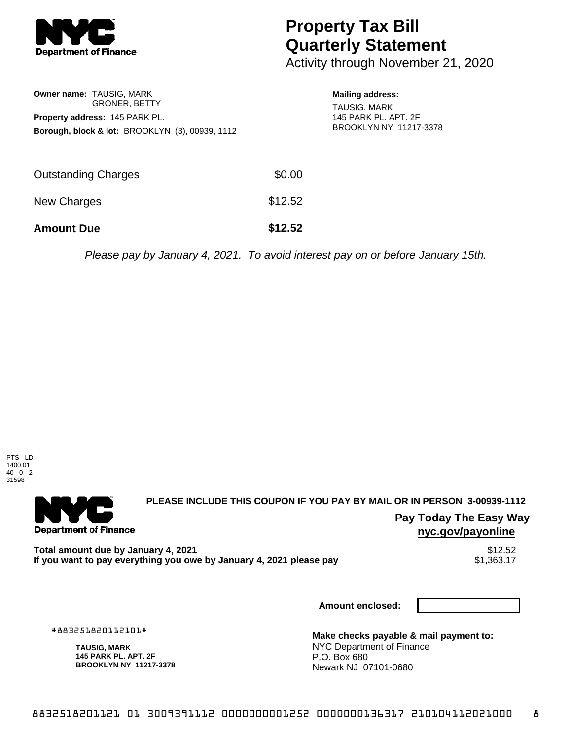# Property Tax Bill Quarterly Statement

Activity through November 21, 2020

**Owner name:** TAUSIG, MARK
GRONER, BETTY

**Property address:** 145 PARK PL.

**Borough, block & lot:** BROOKLYN (3), 00939, 1112

**Mailing address:**
TAUSIG, MARK
145 PARK PL. APT. 2F
BROOKLYN NY 11217-3378

| | |
|---|---|
| Outstanding Charges | $0.00 |
| New Charges | $12.52 |
| **Amount Due** | **$12.52** |

*Please pay by January 4, 2021. To avoid interest pay on or before January 15th.*

PTS - LD
1400.01
40 - 0 - 2
31598

**PLEASE INCLUDE THIS COUPON IF YOU PAY BY MAIL OR IN PERSON 3-00939-1112**

**Pay Today The Easy Way**
**nyc.gov/payonline**

**Total amount due by January 4, 2021** $12.52
**If you want to pay everything you owe by January 4, 2021 please pay** $1,363.17

**Amount enclosed:**

#883251820112101#

**TAUSIG, MARK**
**145 PARK PL. APT. 2F**
**BROOKLYN NY 11217-3378**

**Make checks payable & mail payment to:**
NYC Department of Finance
P.O. Box 680
Newark NJ 07101-0680

8832518201121 01 3009391112 0000000001252 0000000136317 210104112021000 8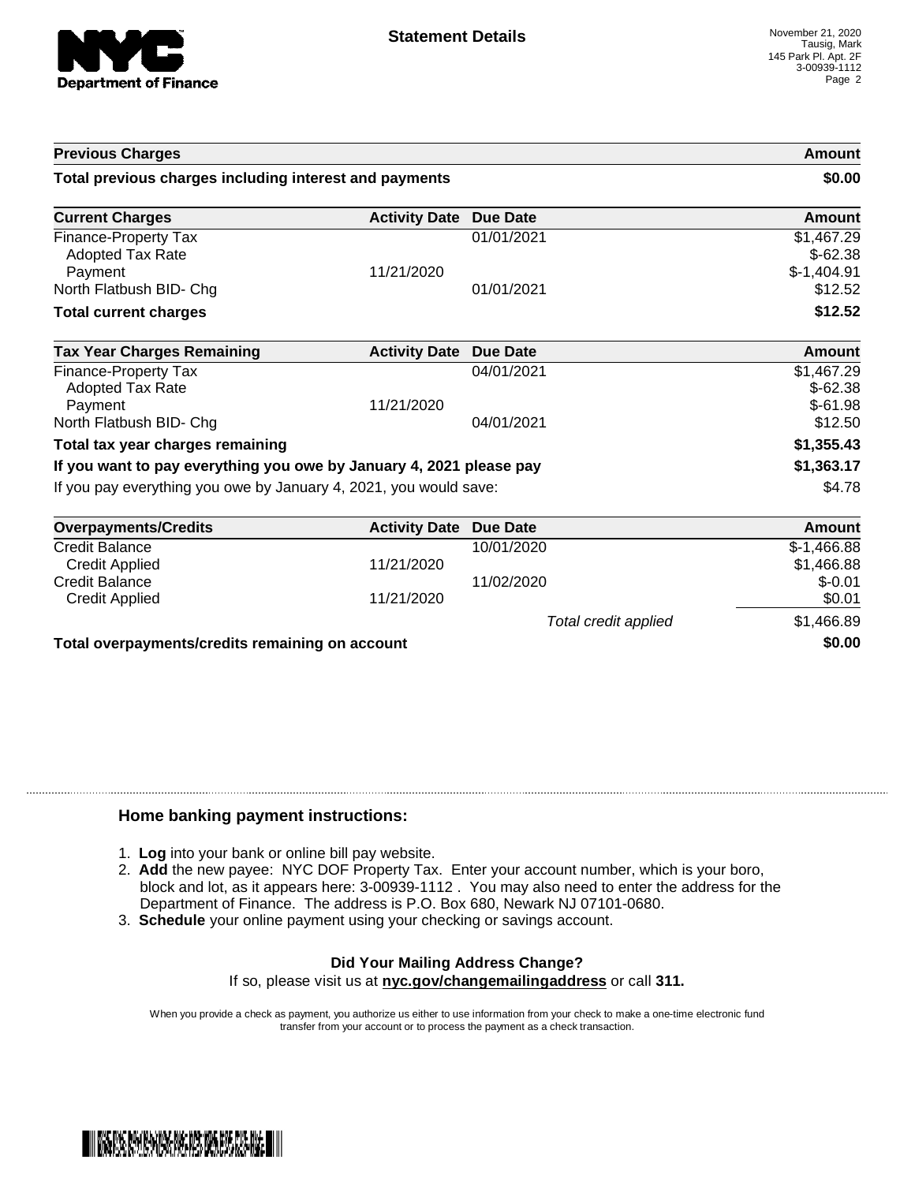# Statement Details

November 21, 2020
Tausig, Mark
145 Park Pl. Apt. 2F
3-00939-1112

| Previous Charges | | | Amount |
|---|---|---|---|
| **Total previous charges including interest and payments** | | | **$0.00** |

| Current Charges | Activity Date | Due Date | Amount |
|---|---|---|---|
| Finance-Property Tax | | 01/01/2021 | $1,467.29 |
| Adopted Tax Rate | | | $-62.38 |
| Payment | 11/21/2020 | | $-1,404.91 |
| North Flatbush BID- Chg | | 01/01/2021 | $12.52 |
| **Total current charges** | | | **$12.52** |

| Tax Year Charges Remaining | Activity Date | Due Date | Amount |
|---|---|---|---|
| Finance-Property Tax | | 04/01/2021 | $1,467.29 |
| Adopted Tax Rate | | | $-62.38 |
| Payment | 11/21/2020 | | $-61.98 |
| North Flatbush BID- Chg | | 04/01/2021 | $12.50 |
| **Total tax year charges remaining** | | | **$1,355.43** |
| **If you want to pay everything you owe by January 4, 2021 please pay** | | | **$1,363.17** |
| If you pay everything you owe by January 4, 2021, you would save: | | | $4.78 |

| Overpayments/Credits | Activity Date | Due Date | Amount |
|---|---|---|---|
| Credit Balance | | 10/01/2020 | $-1,466.88 |
| Credit Applied | 11/21/2020 | | $1,466.88 |
| Credit Balance | | 11/02/2020 | $-0.01 |
| Credit Applied | 11/21/2020 | | $0.01 |
| | | *Total credit applied* | $1,466.89 |
| **Total overpayments/credits remaining on account** | | | **$0.00** |

### Home banking payment instructions:

1. **Log** into your bank or online bill pay website.
2. **Add** the new payee: NYC DOF Property Tax. Enter your account number, which is your boro, block and lot, as it appears here: 3-00939-1112 . You may also need to enter the address for the Department of Finance. The address is P.O. Box 680, Newark NJ 07101-0680.
3. **Schedule** your online payment using your checking or savings account.

**Did Your Mailing Address Change?**
If so, please visit us at **nyc.gov/changemailingaddress** or call **311.**

When you provide a check as payment, you authorize us either to use information from your check to make a one-time electronic fund transfer from your account or to process the payment as a check transaction.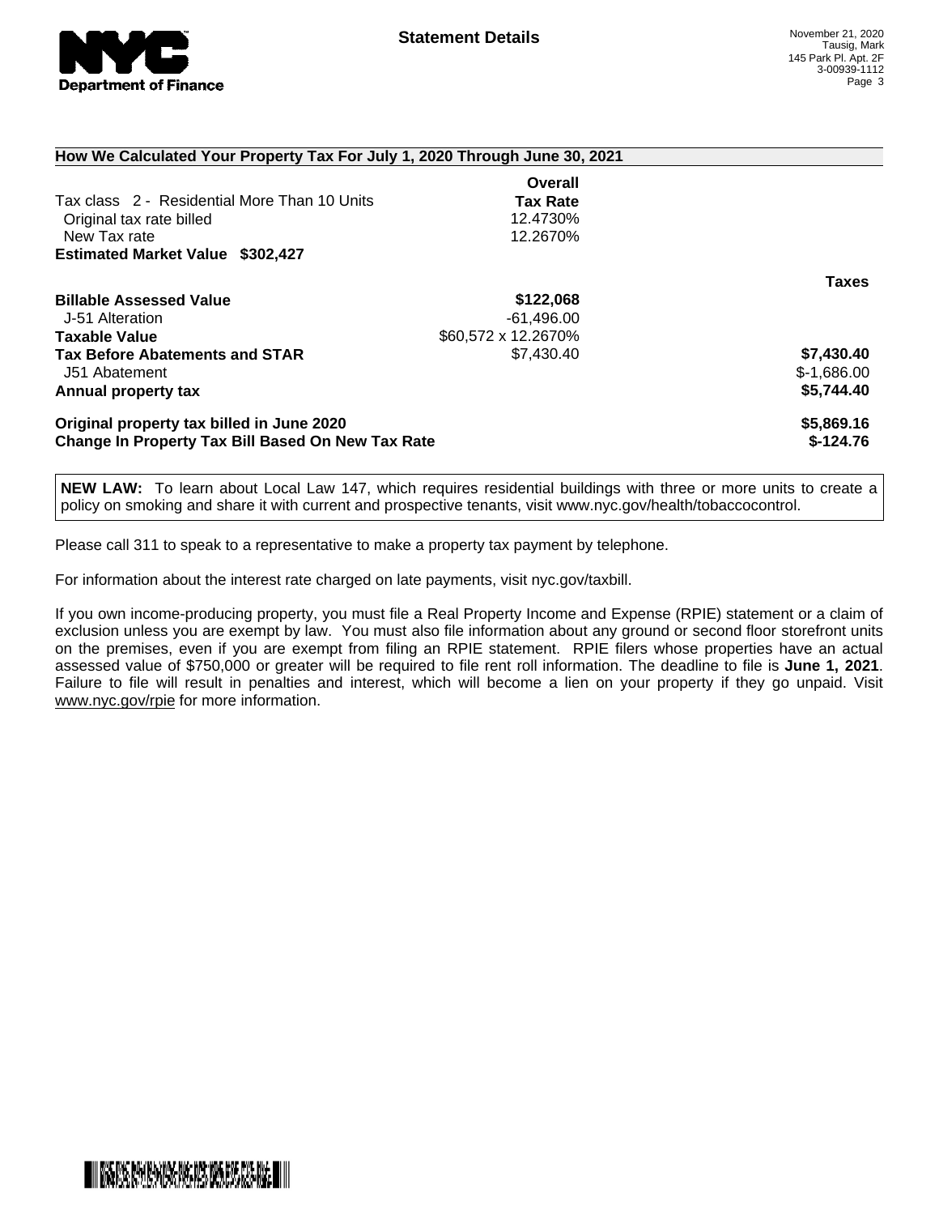## Statement Details

November 21, 2020
Tausig, Mark
145 Park Pl. Apt. 2F
3-00939-1112

### How We Calculated Your Property Tax For July 1, 2020 Through June 30, 2021

| | Overall Tax Rate | |
|---|---|---|
| Tax class 2 - Residential More Than 10 Units | | |
| Original tax rate billed | 12.4730% | |
| New Tax rate | 12.2670% | |
| **Estimated Market Value $302,427** | | |
| | | **Taxes** |
| **Billable Assessed Value** | **$122,068** | |
| J-51 Alteration | -61,496.00 | |
| **Taxable Value** | $60,572 x 12.2670% | |
| **Tax Before Abatements and STAR** | $7,430.40 | **$7,430.40** |
| J51 Abatement | | $-1,686.00 |
| **Annual property tax** | | **$5,744.40** |
| **Original property tax billed in June 2020** | | **$5,869.16** |
| **Change In Property Tax Bill Based On New Tax Rate** | | **$-124.76** |

**NEW LAW:** To learn about Local Law 147, which requires residential buildings with three or more units to create a policy on smoking and share it with current and prospective tenants, visit www.nyc.gov/health/tobaccocontrol.

Please call 311 to speak to a representative to make a property tax payment by telephone.

For information about the interest rate charged on late payments, visit nyc.gov/taxbill.

If you own income-producing property, you must file a Real Property Income and Expense (RPIE) statement or a claim of exclusion unless you are exempt by law. You must also file information about any ground or second floor storefront units on the premises, even if you are exempt from filing an RPIE statement. RPIE filers whose properties have an actual assessed value of $750,000 or greater will be required to file rent roll information. The deadline to file is **June 1, 2021**. Failure to file will result in penalties and interest, which will become a lien on your property if they go unpaid. Visit www.nyc.gov/rpie for more information.